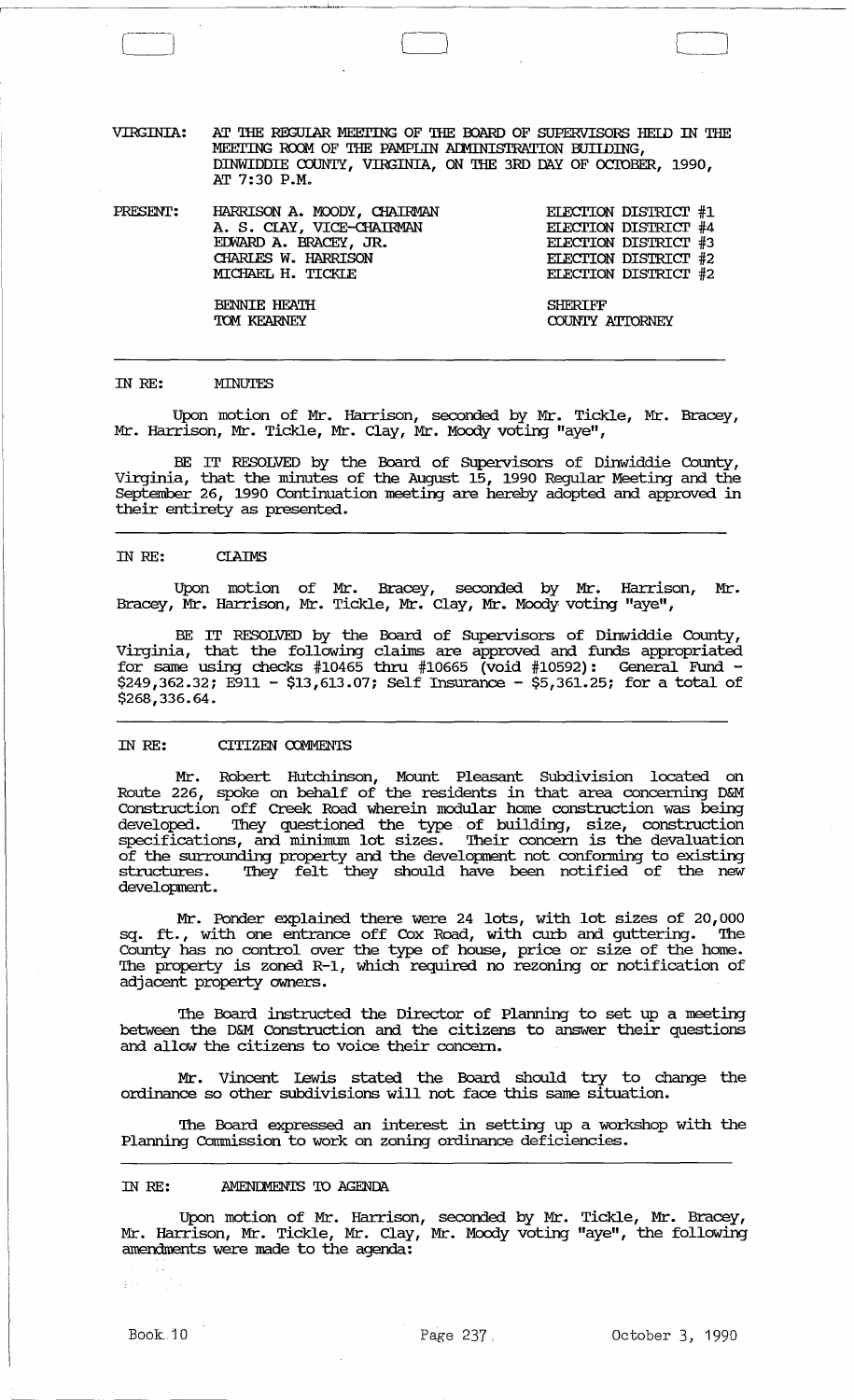VIRGINIA: AT THE REGULAR MEETING OF THE BOARD OF SUPERVISORS HELD IN THE MEETING ROOM OF THE PAMPLIN ADMINISTRATION BUILDING, DINWIDDIE COUNTY, VIRGINIA, ON THE 3RD DAY OF OCTOBER, 1990, AT 7:30 P.M.

| PRESENT: | | |
|---|---|---|
| | HARRISON A. MOODY, CHAIRMAN | ELECTION DISTRICT #1 |
| | A. S. CLAY, VICE-CHAIRMAN | ELECTION DISTRICT #4 |
| | EDWARD A. BRACEY, JR. | ELECTION DISTRICT #3 |
| | CHARLES W. HARRISON | ELECTION DISTRICT #2 |
| | MICHAEL H. TICKLE | ELECTION DISTRICT #2 |
| | BENNIE HEATH | SHERIFF |
| | TOM KEARNEY | COUNTY ATTORNEY |

---

IN RE: MINUTES

Upon motion of Mr. Harrison, seconded by Mr. Tickle, Mr. Bracey, Mr. Harrison, Mr. Tickle, Mr. Clay, Mr. Moody voting "aye",

BE IT RESOLVED by the Board of Supervisors of Dinwiddie County, Virginia, that the minutes of the August 15, 1990 Regular Meeting and the September 26, 1990 Continuation meeting are hereby adopted and approved in their entirety as presented.

---

IN RE: CLAIMS

Upon motion of Mr. Bracey, seconded by Mr. Harrison, Mr. Bracey, Mr. Harrison, Mr. Tickle, Mr. Clay, Mr. Moody voting "aye",

BE IT RESOLVED by the Board of Supervisors of Dinwiddie County, Virginia, that the following claims are approved and funds appropriated for same using checks #10465 thru #10665 (void #10592): General Fund - $249,362.32; E911 - $13,613.07; Self Insurance - $5,361.25; for a total of $268,336.64.

---

IN RE: CITIZEN COMMENTS

Mr. Robert Hutchinson, Mount Pleasant Subdivision located on Route 226, spoke on behalf of the residents in that area concerning D&M Construction off Creek Road wherein modular home construction was being developed. They questioned the type of building, size, construction specifications, and minimum lot sizes. Their concern is the devaluation of the surrounding property and the development not conforming to existing structures. They felt they should have been notified of the new development.

Mr. Ponder explained there were 24 lots, with lot sizes of 20,000 sq. ft., with one entrance off Cox Road, with curb and guttering. The County has no control over the type of house, price or size of the home. The property is zoned R-1, which required no rezoning or notification of adjacent property owners.

The Board instructed the Director of Planning to set up a meeting between the D&M Construction and the citizens to answer their questions and allow the citizens to voice their concern.

Mr. Vincent Lewis stated the Board should try to change the ordinance so other subdivisions will not face this same situation.

The Board expressed an interest in setting up a workshop with the Planning Commission to work on zoning ordinance deficiencies.

---

IN RE: AMENDMENTS TO AGENDA

Upon motion of Mr. Harrison, seconded by Mr. Tickle, Mr. Bracey, Mr. Harrison, Mr. Tickle, Mr. Clay, Mr. Moody voting "aye", the following amendments were made to the agenda:

Book 10 Page 237 October 3, 1990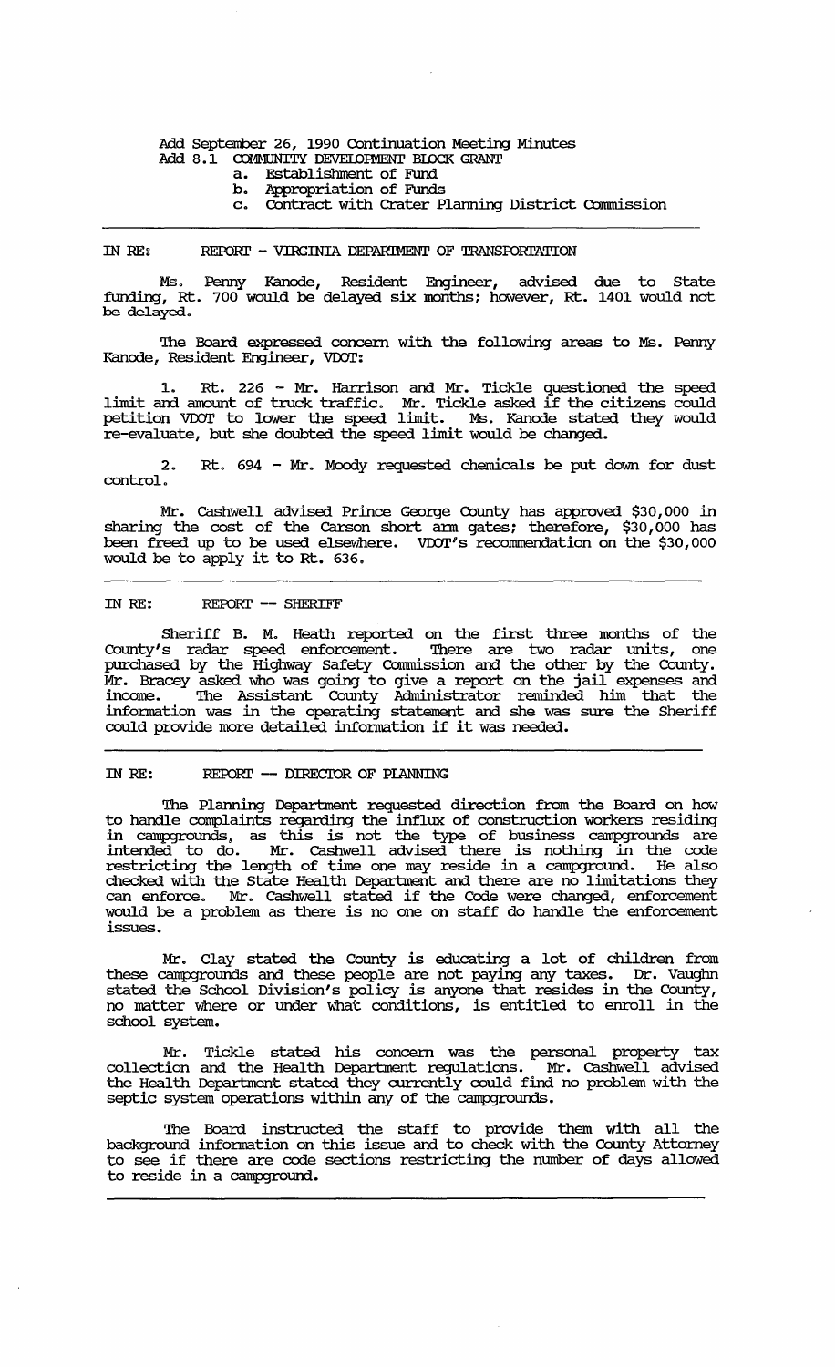Add September 26, 1990 Continuation Meeting Minutes

Add 8.1 COMMUNITY DEVELOPMENT BLOCK GRANT

- a. Establishment of Fund
- b. Appropriation of Funds
- c. Contract with Crater Planning District Commission

---

IN RE: REPORT - VIRGINIA DEPARTMENT OF TRANSPORTATION

Ms. Penny Kanode, Resident Engineer, advised due to State funding, Rt. 700 would be delayed six months; however, Rt. 1401 would not be delayed.

The Board expressed concern with the following areas to Ms. Penny Kanode, Resident Engineer, VDOT:

1. Rt. 226 - Mr. Harrison and Mr. Tickle questioned the speed limit and amount of truck traffic. Mr. Tickle asked if the citizens could petition VDOT to lower the speed limit. Ms. Kanode stated they would re-evaluate, but she doubted the speed limit would be changed.

2. Rt. 694 - Mr. Moody requested chemicals be put down for dust control.

Mr. Cashwell advised Prince George County has approved $30,000 in sharing the cost of the Carson short arm gates; therefore, $30,000 has been freed up to be used elsewhere. VDOT's recommendation on the $30,000 would be to apply it to Rt. 636.

---

IN RE: REPORT -- SHERIFF

Sheriff B. M. Heath reported on the first three months of the County's radar speed enforcement. There are two radar units, one purchased by the Highway Safety Commission and the other by the County. Mr. Bracey asked who was going to give a report on the jail expenses and income. The Assistant County Administrator reminded him that the information was in the operating statement and she was sure the Sheriff could provide more detailed information if it was needed.

---

IN RE: REPORT -- DIRECTOR OF PLANNING

The Planning Department requested direction from the Board on how to handle complaints regarding the influx of construction workers residing in campgrounds, as this is not the type of business campgrounds are intended to do. Mr. Cashwell advised there is nothing in the code restricting the length of time one may reside in a campground. He also checked with the State Health Department and there are no limitations they can enforce. Mr. Cashwell stated if the Code were changed, enforcement would be a problem as there is no one on staff do handle the enforcement issues.

Mr. Clay stated the County is educating a lot of children from these campgrounds and these people are not paying any taxes. Dr. Vaughn stated the School Division's policy is anyone that resides in the County, no matter where or under what conditions, is entitled to enroll in the school system.

Mr. Tickle stated his concern was the personal property tax collection and the Health Department regulations. Mr. Cashwell advised the Health Department stated they currently could find no problem with the septic system operations within any of the campgrounds.

The Board instructed the staff to provide them with all the background information on this issue and to check with the County Attorney to see if there are code sections restricting the number of days allowed to reside in a campground.

---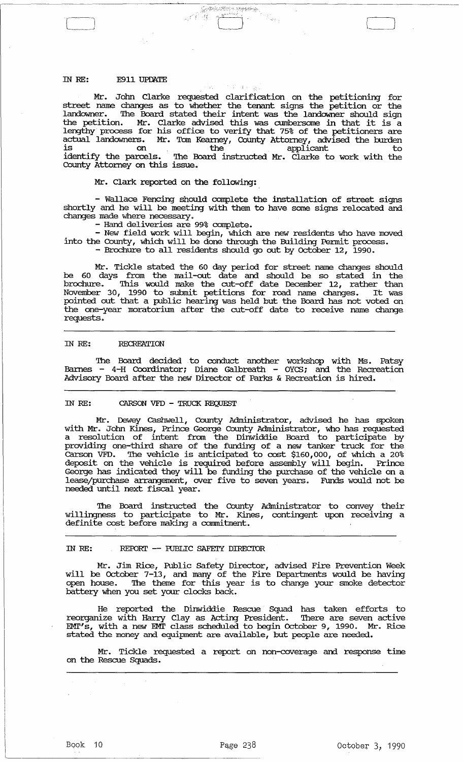IN RE: E911 UPDATE

Mr. John Clarke requested clarification on the petitioning for street name changes as to whether the tenant signs the petition or the landowner. The Board stated their intent was the landowner should sign the petition. Mr. Clarke advised this was cumbersome in that it is a lengthy process for his office to verify that 75% of the petitioners are actual landowners. Mr. Tom Kearney, County Attorney, advised the burden is on the applicant to identify the parcels. The Board instructed Mr. Clarke to work with the County Attorney on this issue.

Mr. Clark reported on the following:

- Wallace Fencing should complete the installation of street signs shortly and he will be meeting with them to have some signs relocated and changes made where necessary.
- Hand deliveries are 99% complete.
- New field work will begin, which are new residents who have moved into the County, which will be done through the Building Permit process.
- Brochure to all residents should go out by October 12, 1990.

Mr. Tickle stated the 60 day period for street name changes should be 60 days from the mail-out date and should be so stated in the brochure. This would make the cut-off date December 12, rather than November 30, 1990 to submit petitions for road name changes. It was pointed out that a public hearing was held but the Board has not voted on the one-year moratorium after the cut-off date to receive name change requests.

IN RE: RECREATION

The Board decided to conduct another workshop with Ms. Patsy Barnes - 4-H Coordinator; Diane Galbreath - OYCS; and the Recreation Advisory Board after the new Director of Parks & Recreation is hired.

IN RE: CARSON VFD - TRUCK REQUEST

Mr. Dewey Cashwell, County Administrator, advised he has spoken with Mr. John Kines, Prince George County Administrator, who has requested a resolution of intent from the Dinwiddie Board to participate by providing one-third share of the funding of a new tanker truck for the Carson VFD. The vehicle is anticipated to cost $160,000, of which a 20% deposit on the vehicle is required before assembly will begin. Prince George has indicated they will be funding the purchase of the vehicle on a lease/purchase arrangement, over five to seven years. Funds would not be needed until next fiscal year.

The Board instructed the County Administrator to convey their willingness to participate to Mr. Kines, contingent upon receiving a definite cost before making a commitment.

IN RE: REPORT -- PUBLIC SAFETY DIRECTOR

Mr. Jim Rice, Public Safety Director, advised Fire Prevention Week will be October 7-13, and many of the Fire Departments would be having open house. The theme for this year is to change your smoke detector battery when you set your clocks back.

He reported the Dinwiddie Rescue Squad has taken efforts to reorganize with Harry Clay as Acting President. There are seven active EMT's, with a new EMT class scheduled to begin October 9, 1990. Mr. Rice stated the money and equipment are available, but people are needed.

Mr. Tickle requested a report on non-coverage and response time on the Rescue Squads.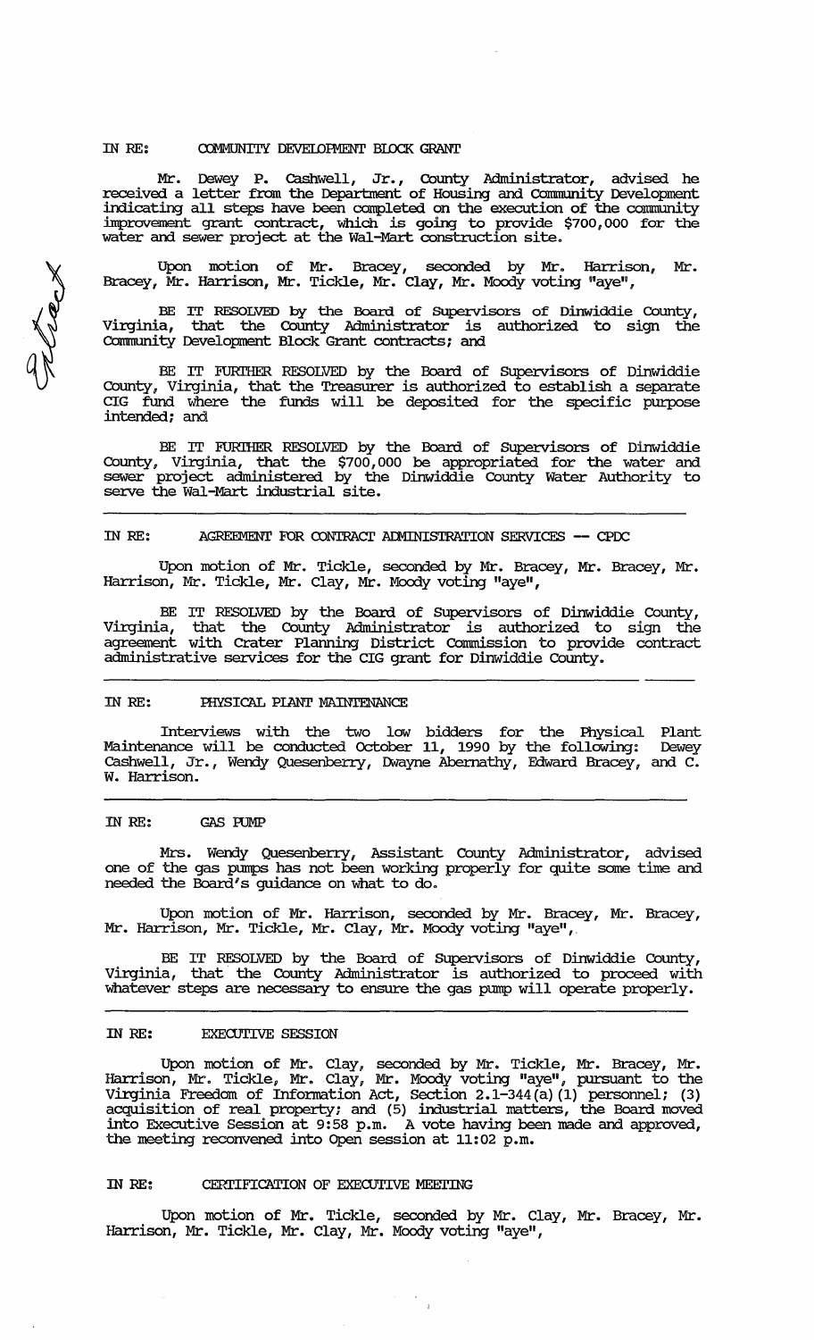IN RE: COMMUNITY DEVELOPMENT BLOCK GRANT

Mr. Dewey P. Cashwell, Jr., County Administrator, advised he received a letter from the Department of Housing and Community Development indicating all steps have been completed on the execution of the community improvement grant contract, which is going to provide \$700,000 for the water and sewer project at the Wal-Mart construction site.

Upon motion of Mr. Bracey, seconded by Mr. Harrison, Mr. Bracey, Mr. Harrison, Mr. Tickle, Mr. Clay, Mr. Moody voting "aye",

BE IT RESOLVED by the Board of Supervisors of Dinwiddie County, Virginia, that the County Administrator is authorized to sign the Community Development Block Grant contracts; and

BE IT FURTHER RESOLVED by the Board of Supervisors of Dinwiddie County, Virginia, that the Treasurer is authorized to establish a separate CIG fund where the funds will be deposited for the specific purpose intended; and

BE IT FURTHER RESOLVED by the Board of Supervisors of Dinwiddie County, Virginia, that the \$700,000 be appropriated for the water and sewer project administered by the Dinwiddie County Water Authority to serve the Wal-Mart industrial site.

---

IN RE: AGREEMENT FOR CONTRACT ADMINISTRATION SERVICES -- CPDC

Upon motion of Mr. Tickle, seconded by Mr. Bracey, Mr. Bracey, Mr. Harrison, Mr. Tickle, Mr. Clay, Mr. Moody voting "aye",

BE IT RESOLVED by the Board of Supervisors of Dinwiddie County, Virginia, that the County Administrator is authorized to sign the agreement with Crater Planning District Commission to provide contract administrative services for the CIG grant for Dinwiddie County.

---

IN RE: PHYSICAL PLANT MAINTENANCE

Interviews with the two low bidders for the Physical Plant Maintenance will be conducted October 11, 1990 by the following: Dewey Cashwell, Jr., Wendy Quesenberry, Dwayne Abernathy, Edward Bracey, and C. W. Harrison.

---

IN RE: GAS PUMP

Mrs. Wendy Quesenberry, Assistant County Administrator, advised one of the gas pumps has not been working properly for quite some time and needed the Board's guidance on what to do.

Upon motion of Mr. Harrison, seconded by Mr. Bracey, Mr. Bracey, Mr. Harrison, Mr. Tickle, Mr. Clay, Mr. Moody voting "aye",

BE IT RESOLVED by the Board of Supervisors of Dinwiddie County, Virginia, that the County Administrator is authorized to proceed with whatever steps are necessary to ensure the gas pump will operate properly.

---

IN RE: EXECUTIVE SESSION

Upon motion of Mr. Clay, seconded by Mr. Tickle, Mr. Bracey, Mr. Harrison, Mr. Tickle, Mr. Clay, Mr. Moody voting "aye", pursuant to the Virginia Freedom of Information Act, Section 2.1-344(a)(1) personnel; (3) acquisition of real property; and (5) industrial matters, the Board moved into Executive Session at 9:58 p.m. A vote having been made and approved, the meeting reconvened into Open session at 11:02 p.m.

IN RE: CERTIFICATION OF EXECUTIVE MEETING

Upon motion of Mr. Tickle, seconded by Mr. Clay, Mr. Bracey, Mr. Harrison, Mr. Tickle, Mr. Clay, Mr. Moody voting "aye",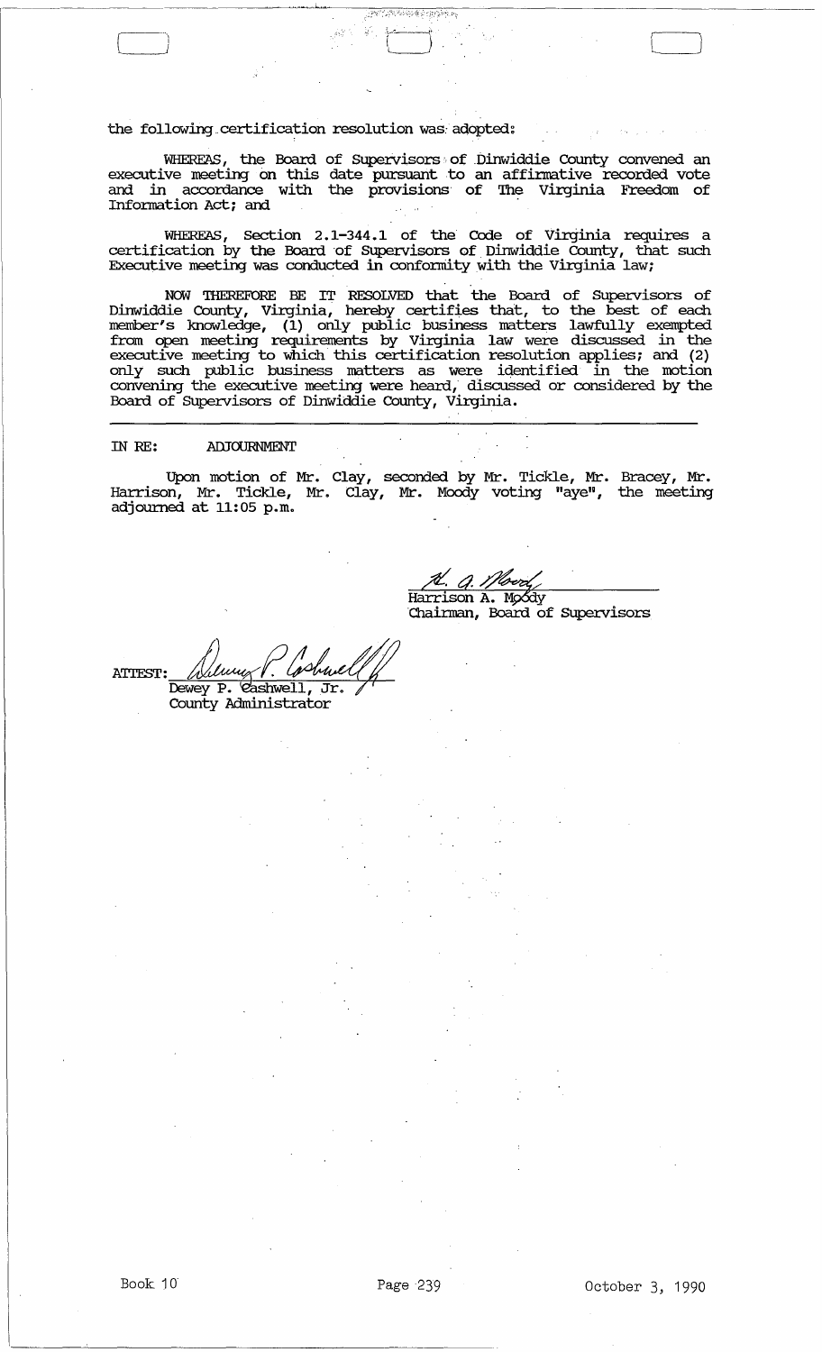the following certification resolution was adopted:

WHEREAS, the Board of Supervisors of Dinwiddie County convened an executive meeting on this date pursuant to an affirmative recorded vote and in accordance with the provisions of The Virginia Freedom of Information Act; and

WHEREAS, Section 2.1-344.1 of the Code of Virginia requires a certification by the Board of Supervisors of Dinwiddie County, that such Executive meeting was conducted in conformity with the Virginia law;

NOW THEREFORE BE IT RESOLVED that the Board of Supervisors of Dinwiddie County, Virginia, hereby certifies that, to the best of each member's knowledge, (1) only public business matters lawfully exempted from open meeting requirements by Virginia law were discussed in the executive meeting to which this certification resolution applies; and (2) only such public business matters as were identified in the motion convening the executive meeting were heard, discussed or considered by the Board of Supervisors of Dinwiddie County, Virginia.

---

IN RE: ADJOURNMENT

Upon motion of Mr. Clay, seconded by Mr. Tickle, Mr. Bracey, Mr. Harrison, Mr. Tickle, Mr. Clay, Mr. Moody voting "aye", the meeting adjourned at 11:05 p.m.

Harrison A. Moody
Chairman, Board of Supervisors

ATTEST: Dewey P. Cashwell, Jr.
County Administrator

Book 10 Page 239 October 3, 1990